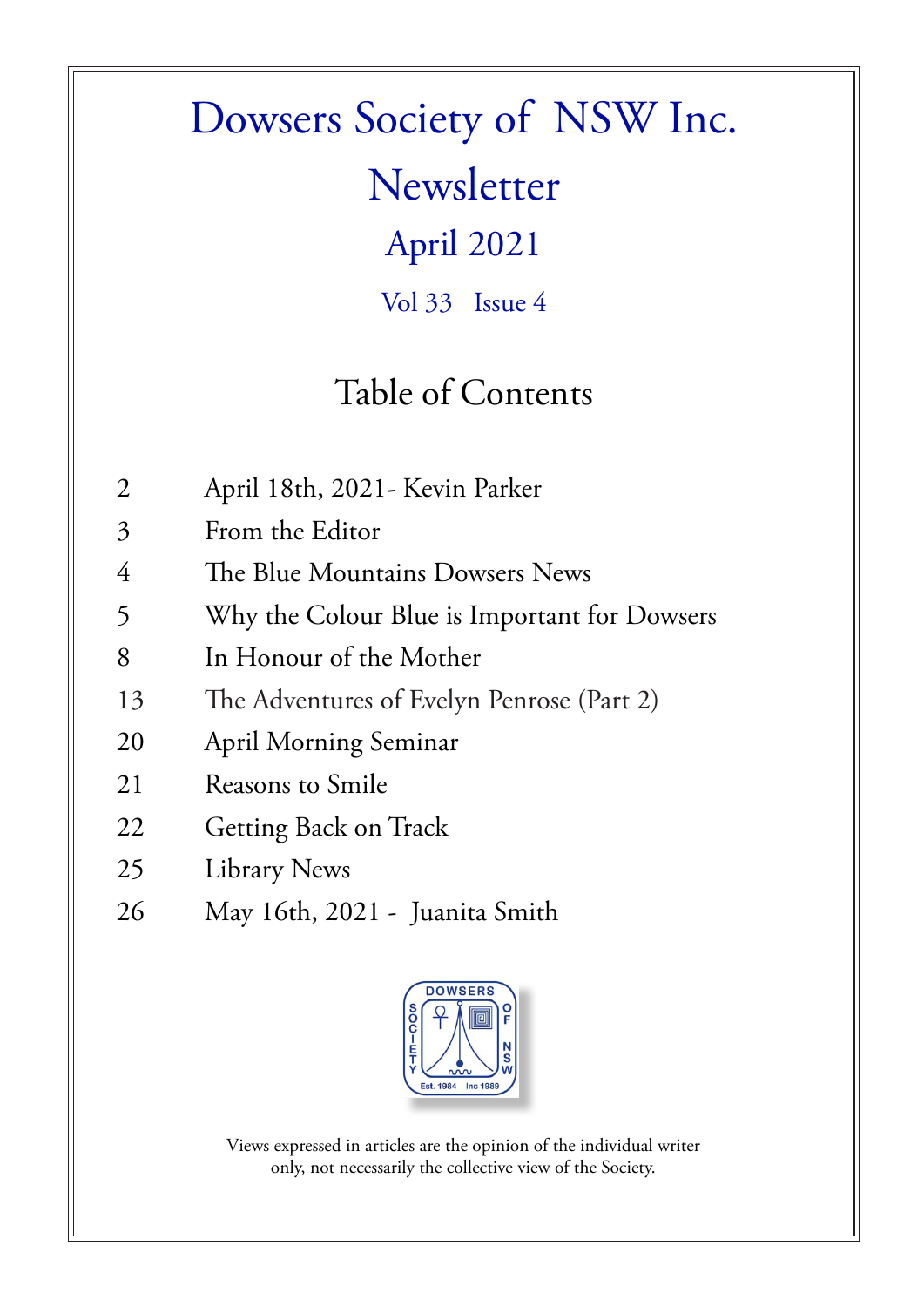# Dowsers Society of NSW Inc.

# Newsletter

## April 2021

Vol 33 Issue 4

## Table of Contents

| | |
|---|---|
| 2 | April 18th, 2021- Kevin Parker |
| 3 | From the Editor |
| 4 | The Blue Mountains Dowsers News |
| 5 | Why the Colour Blue is Important for Dowsers |
| 8 | In Honour of the Mother |
| 13 | The Adventures of Evelyn Penrose (Part 2) |
| 20 | April Morning Seminar |
| 21 | Reasons to Smile |
| 22 | Getting Back on Track |
| 25 | Library News |
| 26 | May 16th, 2021 - Juanita Smith |

DOWSERS SOCIETY OF NSW
Est. 1984 Inc 1989

Views expressed in articles are the opinion of the individual writer only, not necessarily the collective view of the Society.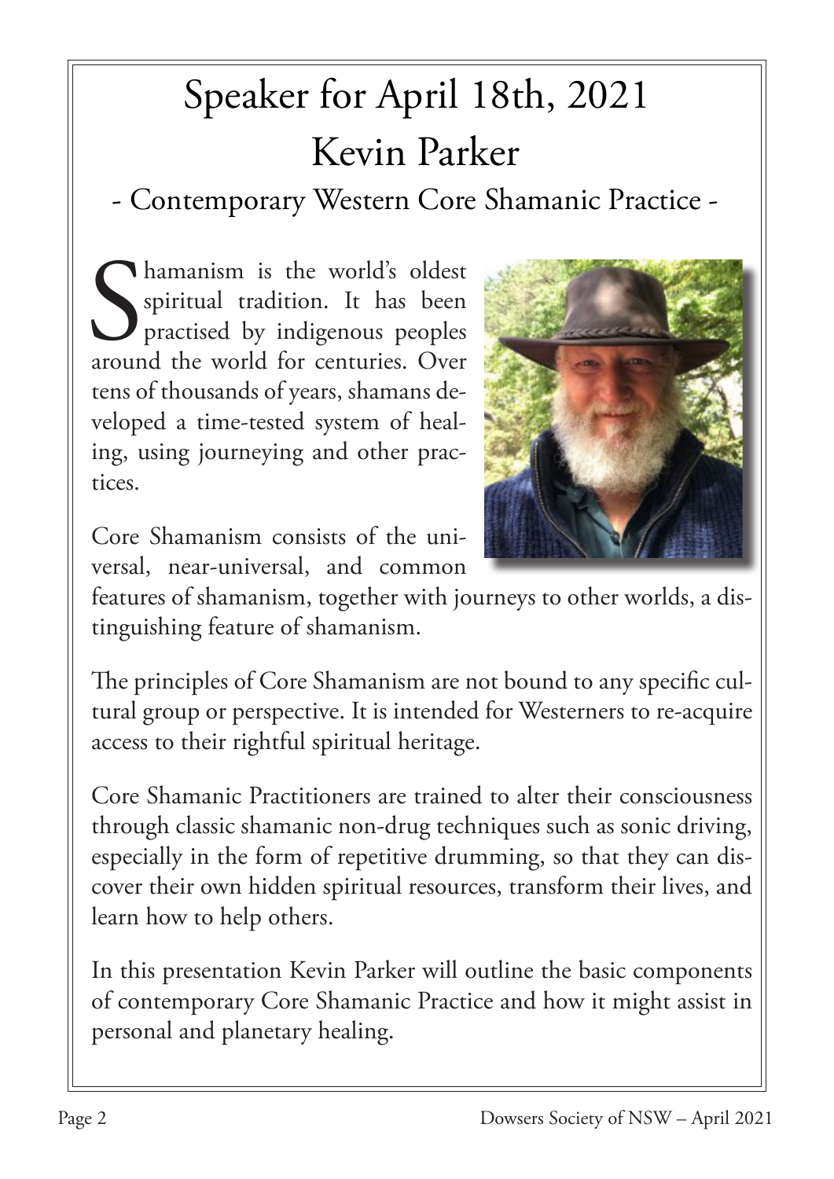# Speaker for April 18th, 2021

## Kevin Parker

### - Contemporary Western Core Shamanic Practice -

Shamanism is the world's oldest spiritual tradition. It has been practised by indigenous peoples around the world for centuries. Over tens of thousands of years, shamans developed a time-tested system of healing, using journeying and other practices.

Core Shamanism consists of the universal, near-universal, and common features of shamanism, together with journeys to other worlds, a distinguishing feature of shamanism.

The principles of Core Shamanism are not bound to any specific cultural group or perspective. It is intended for Westerners to re-acquire access to their rightful spiritual heritage.

Core Shamanic Practitioners are trained to alter their consciousness through classic shamanic non-drug techniques such as sonic driving, especially in the form of repetitive drumming, so that they can discover their own hidden spiritual resources, transform their lives, and learn how to help others.

In this presentation Kevin Parker will outline the basic components of contemporary Core Shamanic Practice and how it might assist in personal and planetary healing.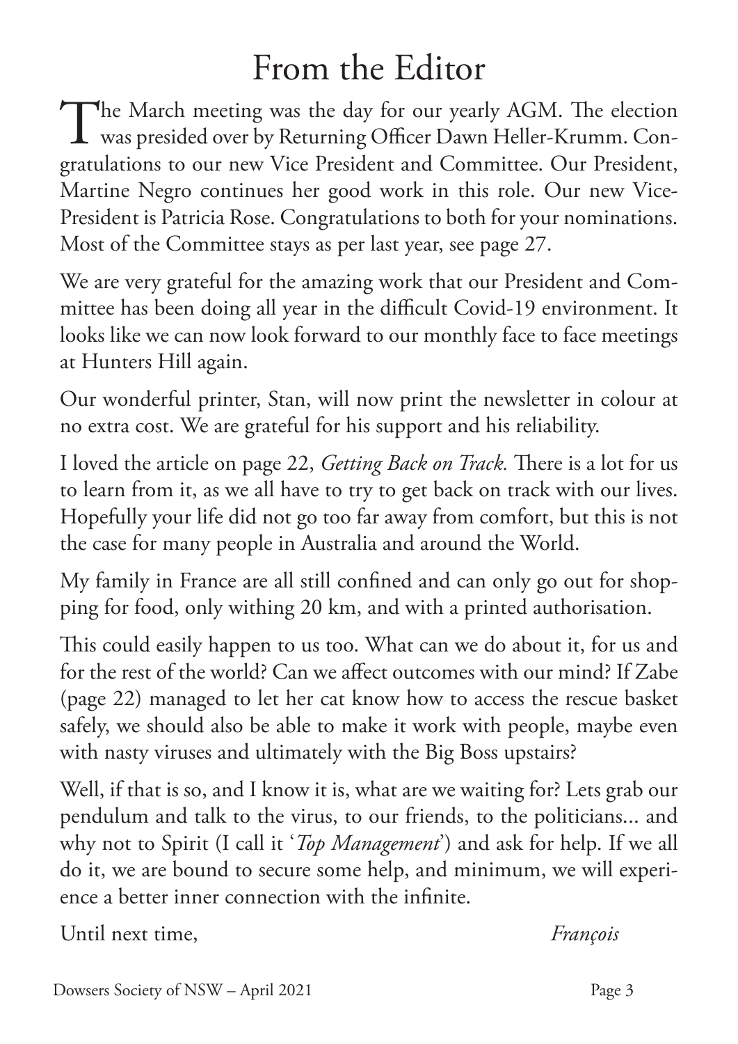# From the Editor

The March meeting was the day for our yearly AGM. The election was presided over by Returning Officer Dawn Heller-Krumm. Congratulations to our new Vice President and Committee. Our President, Martine Negro continues her good work in this role. Our new Vice-President is Patricia Rose. Congratulations to both for your nominations. Most of the Committee stays as per last year, see page 27.

We are very grateful for the amazing work that our President and Committee has been doing all year in the difficult Covid-19 environment. It looks like we can now look forward to our monthly face to face meetings at Hunters Hill again.

Our wonderful printer, Stan, will now print the newsletter in colour at no extra cost. We are grateful for his support and his reliability.

I loved the article on page 22, *Getting Back on Track.* There is a lot for us to learn from it, as we all have to try to get back on track with our lives. Hopefully your life did not go too far away from comfort, but this is not the case for many people in Australia and around the World.

My family in France are all still confined and can only go out for shopping for food, only withing 20 km, and with a printed authorisation.

This could easily happen to us too. What can we do about it, for us and for the rest of the world? Can we affect outcomes with our mind? If Zabe (page 22) managed to let her cat know how to access the rescue basket safely, we should also be able to make it work with people, maybe even with nasty viruses and ultimately with the Big Boss upstairs?

Well, if that is so, and I know it is, what are we waiting for? Lets grab our pendulum and talk to the virus, to our friends, to the politicians... and why not to Spirit (I call it '*Top Management*') and ask for help. If we all do it, we are bound to secure some help, and minimum, we will experience a better inner connection with the infinite.

Until next time, *François*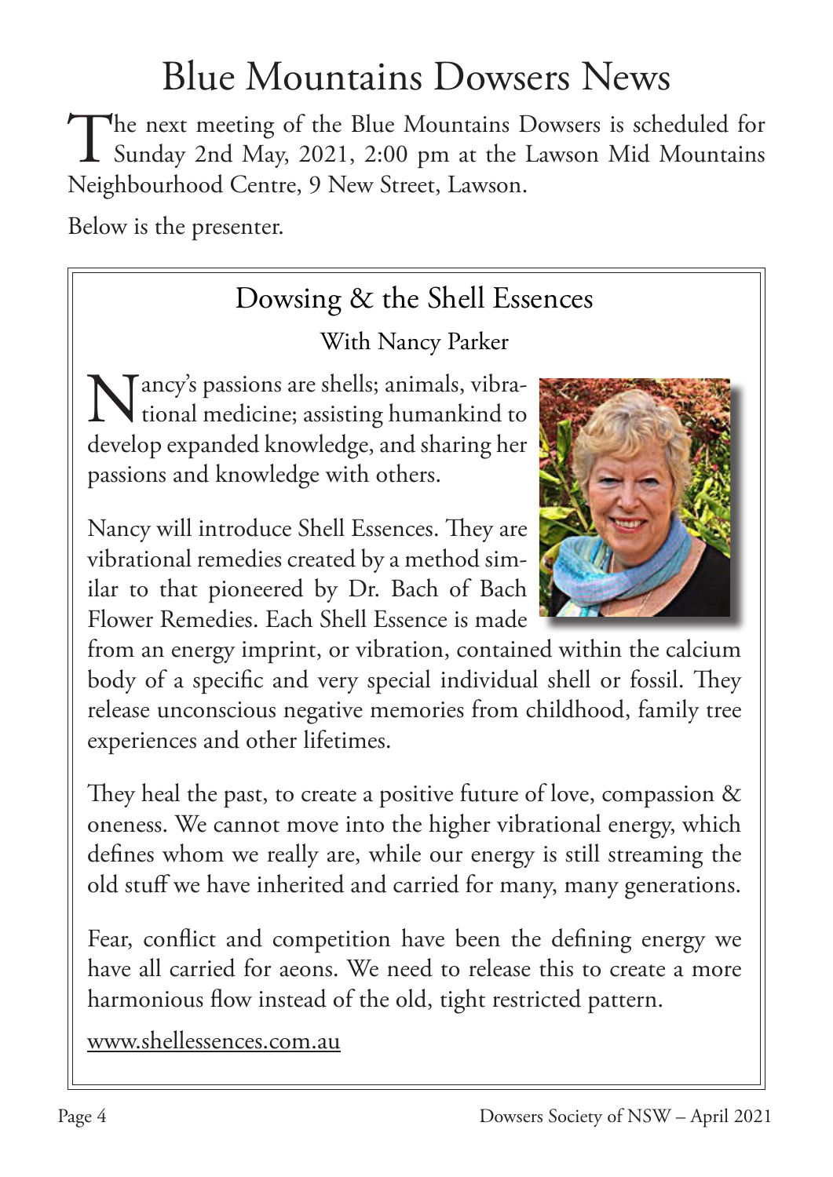# Blue Mountains Dowsers News

The next meeting of the Blue Mountains Dowsers is scheduled for Sunday 2nd May, 2021, 2:00 pm at the Lawson Mid Mountains Neighbourhood Centre, 9 New Street, Lawson.

Below is the presenter.

## Dowsing & the Shell Essences

### With Nancy Parker

Nancy's passions are shells; animals, vibrational medicine; assisting humankind to develop expanded knowledge, and sharing her passions and knowledge with others.

Nancy will introduce Shell Essences. They are vibrational remedies created by a method similar to that pioneered by Dr. Bach of Bach Flower Remedies. Each Shell Essence is made from an energy imprint, or vibration, contained within the calcium body of a specific and very special individual shell or fossil. They release unconscious negative memories from childhood, family tree experiences and other lifetimes.

They heal the past, to create a positive future of love, compassion & oneness. We cannot move into the higher vibrational energy, which defines whom we really are, while our energy is still streaming the old stuff we have inherited and carried for many, many generations.

Fear, conflict and competition have been the defining energy we have all carried for aeons. We need to release this to create a more harmonious flow instead of the old, tight restricted pattern.

www.shellessences.com.au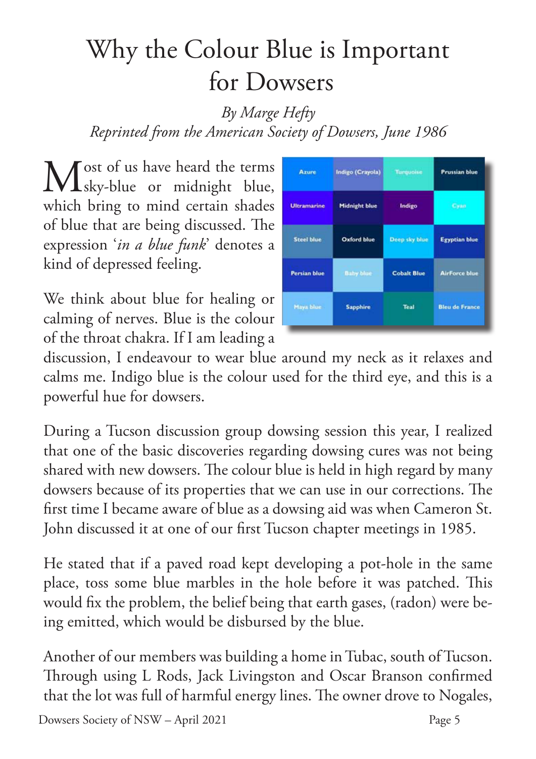# Why the Colour Blue is Important for Dowsers

*By Marge Hefty*
*Reprinted from the American Society of Dowsers, June 1986*

Most of us have heard the terms sky-blue or midnight blue, which bring to mind certain shades of blue that are being discussed. The expression '*in a blue funk*' denotes a kind of depressed feeling.

We think about blue for healing or calming of nerves. Blue is the colour of the throat chakra. If I am leading a discussion, I endeavour to wear blue around my neck as it relaxes and calms me. Indigo blue is the colour used for the third eye, and this is a powerful hue for dowsers.

During a Tucson discussion group dowsing session this year, I realized that one of the basic discoveries regarding dowsing cures was not being shared with new dowsers. The colour blue is held in high regard by many dowsers because of its properties that we can use in our corrections. The first time I became aware of blue as a dowsing aid was when Cameron St. John discussed it at one of our first Tucson chapter meetings in 1985.

He stated that if a paved road kept developing a pot-hole in the same place, toss some blue marbles in the hole before it was patched. This would fix the problem, the belief being that earth gases, (radon) were being emitted, which would be disbursed by the blue.

Another of our members was building a home in Tubac, south of Tucson. Through using L Rods, Jack Livingston and Oscar Branson confirmed that the lot was full of harmful energy lines. The owner drove to Nogales,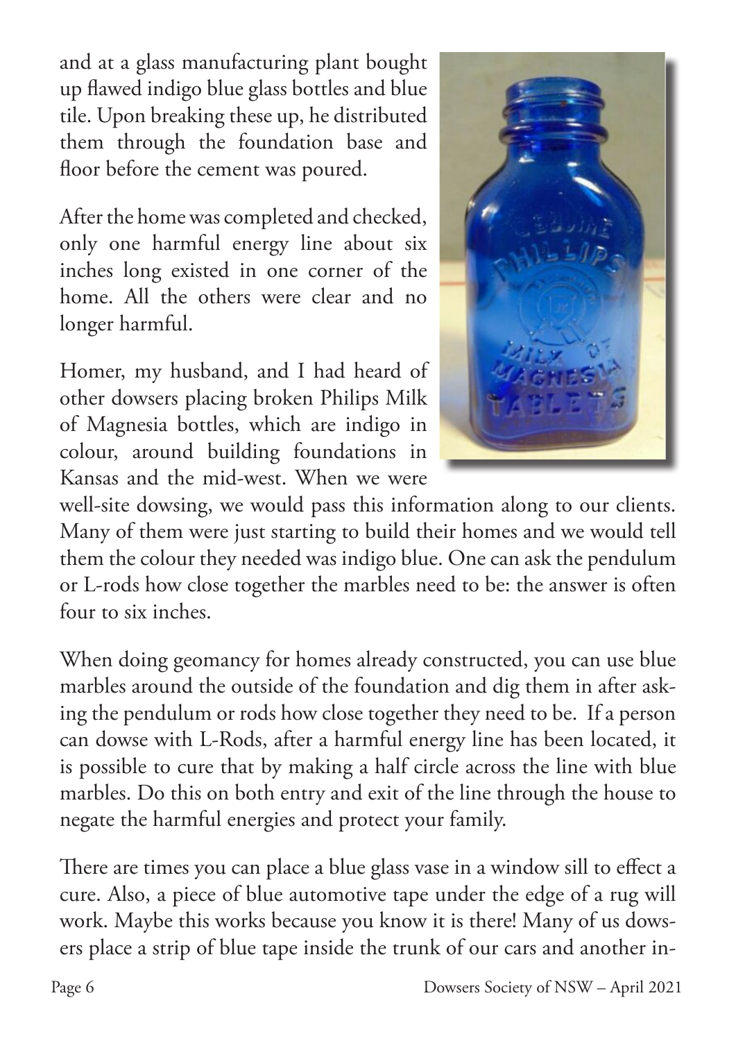and at a glass manufacturing plant bought up flawed indigo blue glass bottles and blue tile. Upon breaking these up, he distributed them through the foundation base and floor before the cement was poured.

After the home was completed and checked, only one harmful energy line about six inches long existed in one corner of the home. All the others were clear and no longer harmful.

Homer, my husband, and I had heard of other dowsers placing broken Philips Milk of Magnesia bottles, which are indigo in colour, around building foundations in Kansas and the mid-west. When we were well-site dowsing, we would pass this information along to our clients. Many of them were just starting to build their homes and we would tell them the colour they needed was indigo blue. One can ask the pendulum or L-rods how close together the marbles need to be: the answer is often four to six inches.

When doing geomancy for homes already constructed, you can use blue marbles around the outside of the foundation and dig them in after asking the pendulum or rods how close together they need to be. If a person can dowse with L-Rods, after a harmful energy line has been located, it is possible to cure that by making a half circle across the line with blue marbles. Do this on both entry and exit of the line through the house to negate the harmful energies and protect your family.

There are times you can place a blue glass vase in a window sill to effect a cure. Also, a piece of blue automotive tape under the edge of a rug will work. Maybe this works because you know it is there! Many of us dowsers place a strip of blue tape inside the trunk of our cars and another in-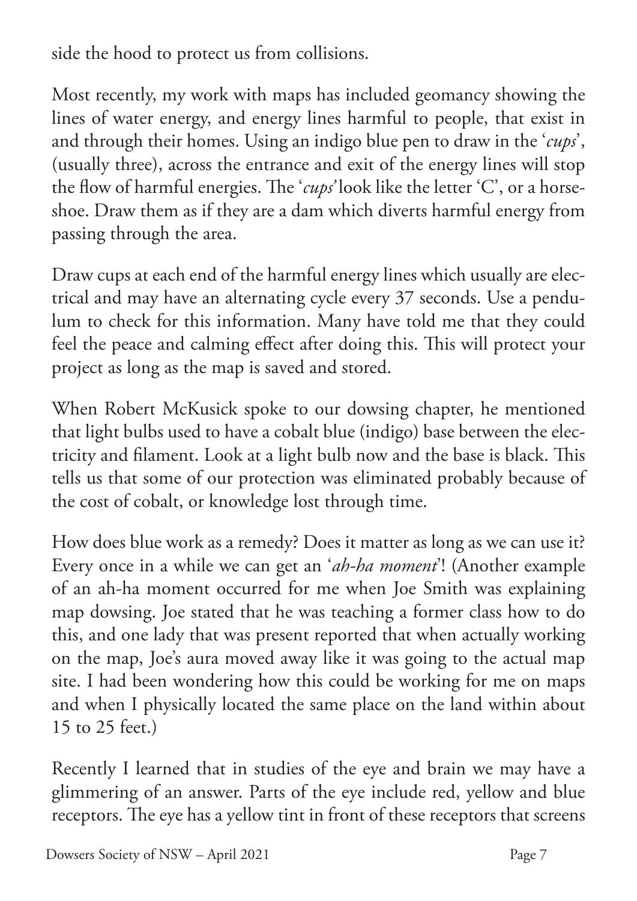side the hood to protect us from collisions.

Most recently, my work with maps has included geomancy showing the lines of water energy, and energy lines harmful to people, that exist in and through their homes. Using an indigo blue pen to draw in the '*cups*', (usually three), across the entrance and exit of the energy lines will stop the flow of harmful energies. The '*cups*' look like the letter 'C', or a horseshoe. Draw them as if they are a dam which diverts harmful energy from passing through the area.

Draw cups at each end of the harmful energy lines which usually are electrical and may have an alternating cycle every 37 seconds. Use a pendulum to check for this information. Many have told me that they could feel the peace and calming effect after doing this. This will protect your project as long as the map is saved and stored.

When Robert McKusick spoke to our dowsing chapter, he mentioned that light bulbs used to have a cobalt blue (indigo) base between the electricity and filament. Look at a light bulb now and the base is black. This tells us that some of our protection was eliminated probably because of the cost of cobalt, or knowledge lost through time.

How does blue work as a remedy? Does it matter as long as we can use it? Every once in a while we can get an '*ah-ha moment*'! (Another example of an ah-ha moment occurred for me when Joe Smith was explaining map dowsing. Joe stated that he was teaching a former class how to do this, and one lady that was present reported that when actually working on the map, Joe's aura moved away like it was going to the actual map site. I had been wondering how this could be working for me on maps and when I physically located the same place on the land within about 15 to 25 feet.)

Recently I learned that in studies of the eye and brain we may have a glimmering of an answer. Parts of the eye include red, yellow and blue receptors. The eye has a yellow tint in front of these receptors that screens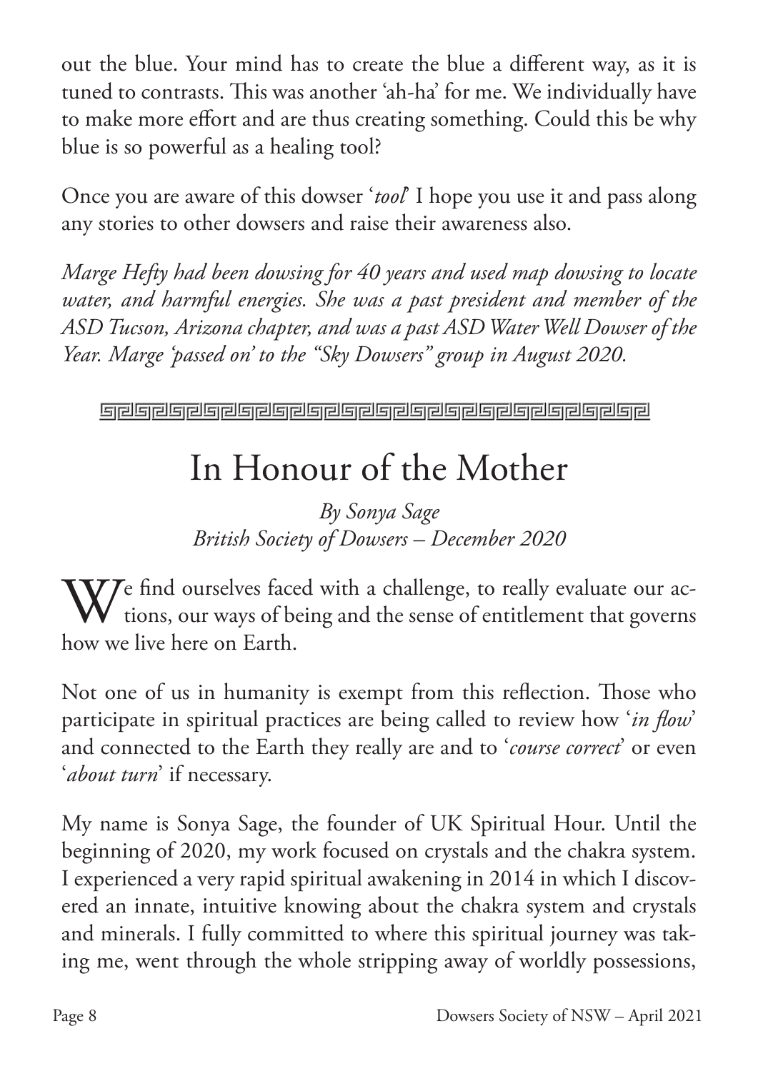out the blue. Your mind has to create the blue a different way, as it is tuned to contrasts. This was another 'ah-ha' for me. We individually have to make more effort and are thus creating something. Could this be why blue is so powerful as a healing tool?

Once you are aware of this dowser '*tool*' I hope you use it and pass along any stories to other dowsers and raise their awareness also.

*Marge Hefty had been dowsing for 40 years and used map dowsing to locate water, and harmful energies. She was a past president and member of the ASD Tucson, Arizona chapter, and was a past ASD Water Well Dowser of the Year. Marge 'passed on' to the "Sky Dowsers" group in August 2020.*

---

# In Honour of the Mother

*By Sonya Sage*
*British Society of Dowsers – December 2020*

We find ourselves faced with a challenge, to really evaluate our actions, our ways of being and the sense of entitlement that governs how we live here on Earth.

Not one of us in humanity is exempt from this reflection. Those who participate in spiritual practices are being called to review how '*in flow*' and connected to the Earth they really are and to '*course correct*' or even '*about turn*' if necessary.

My name is Sonya Sage, the founder of UK Spiritual Hour. Until the beginning of 2020, my work focused on crystals and the chakra system. I experienced a very rapid spiritual awakening in 2014 in which I discovered an innate, intuitive knowing about the chakra system and crystals and minerals. I fully committed to where this spiritual journey was taking me, went through the whole stripping away of worldly possessions,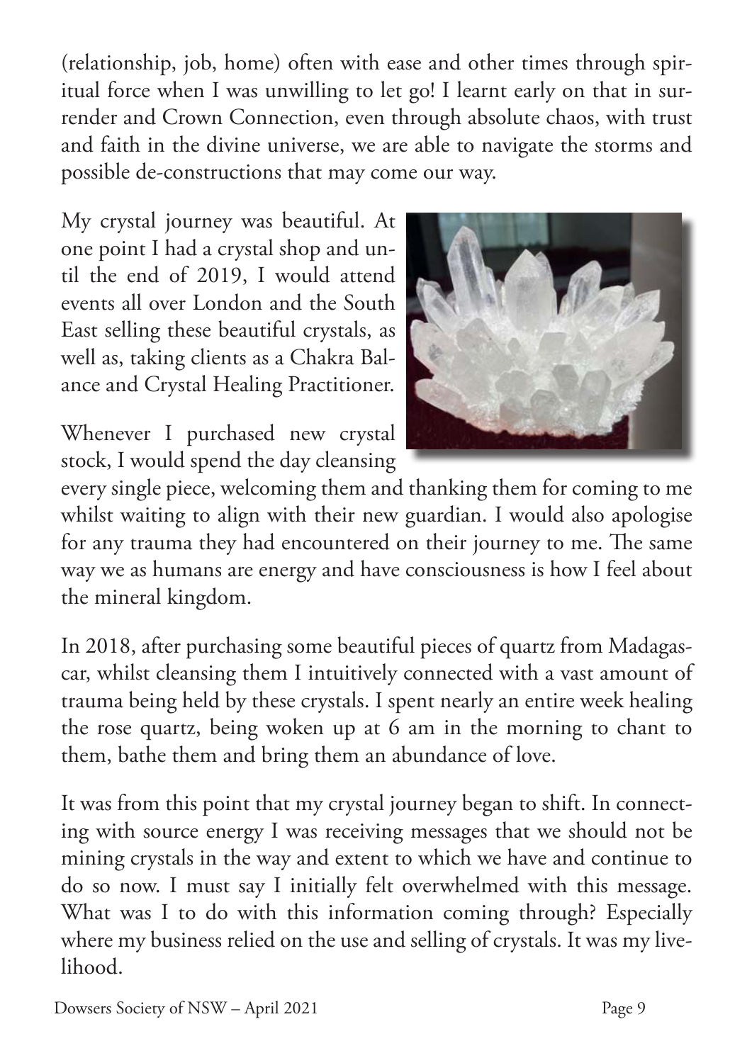(relationship, job, home) often with ease and other times through spiritual force when I was unwilling to let go! I learnt early on that in surrender and Crown Connection, even through absolute chaos, with trust and faith in the divine universe, we are able to navigate the storms and possible de-constructions that may come our way.

My crystal journey was beautiful. At one point I had a crystal shop and until the end of 2019, I would attend events all over London and the South East selling these beautiful crystals, as well as, taking clients as a Chakra Balance and Crystal Healing Practitioner.

Whenever I purchased new crystal stock, I would spend the day cleansing every single piece, welcoming them and thanking them for coming to me whilst waiting to align with their new guardian. I would also apologise for any trauma they had encountered on their journey to me. The same way we as humans are energy and have consciousness is how I feel about the mineral kingdom.

In 2018, after purchasing some beautiful pieces of quartz from Madagascar, whilst cleansing them I intuitively connected with a vast amount of trauma being held by these crystals. I spent nearly an entire week healing the rose quartz, being woken up at 6 am in the morning to chant to them, bathe them and bring them an abundance of love.

It was from this point that my crystal journey began to shift. In connecting with source energy I was receiving messages that we should not be mining crystals in the way and extent to which we have and continue to do so now. I must say I initially felt overwhelmed with this message. What was I to do with this information coming through? Especially where my business relied on the use and selling of crystals. It was my livelihood.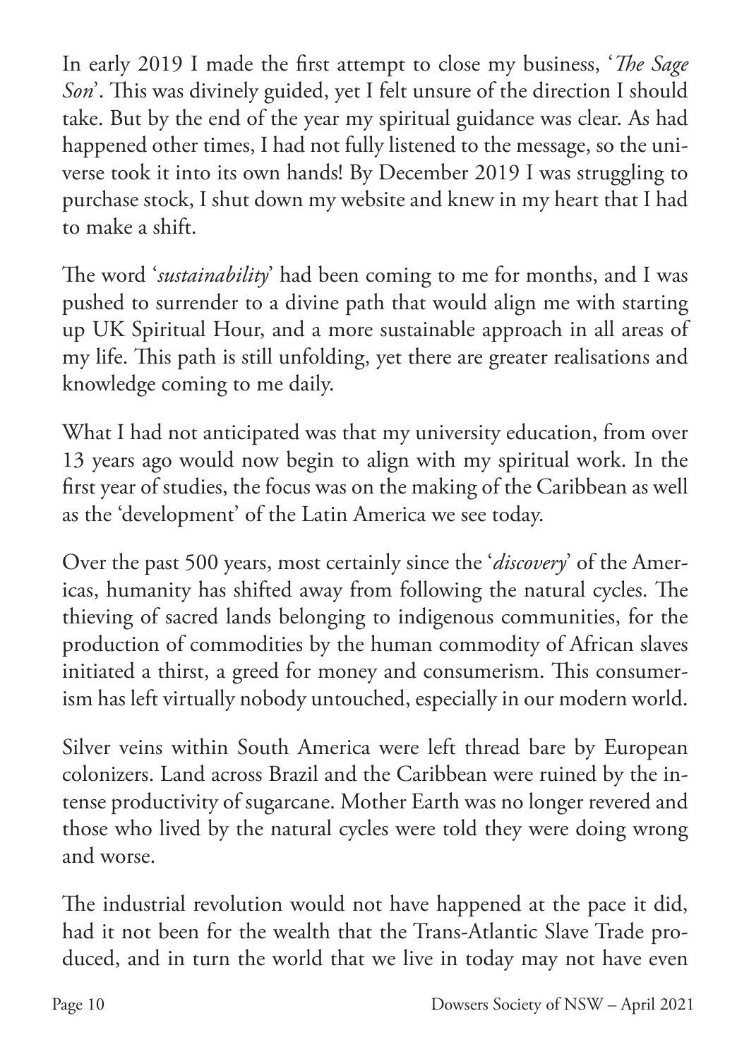In early 2019 I made the first attempt to close my business, '*The Sage Son*'. This was divinely guided, yet I felt unsure of the direction I should take. But by the end of the year my spiritual guidance was clear. As had happened other times, I had not fully listened to the message, so the universe took it into its own hands! By December 2019 I was struggling to purchase stock, I shut down my website and knew in my heart that I had to make a shift.

The word '*sustainability*' had been coming to me for months, and I was pushed to surrender to a divine path that would align me with starting up UK Spiritual Hour, and a more sustainable approach in all areas of my life. This path is still unfolding, yet there are greater realisations and knowledge coming to me daily.

What I had not anticipated was that my university education, from over 13 years ago would now begin to align with my spiritual work. In the first year of studies, the focus was on the making of the Caribbean as well as the 'development' of the Latin America we see today.

Over the past 500 years, most certainly since the '*discovery*' of the Americas, humanity has shifted away from following the natural cycles. The thieving of sacred lands belonging to indigenous communities, for the production of commodities by the human commodity of African slaves initiated a thirst, a greed for money and consumerism. This consumerism has left virtually nobody untouched, especially in our modern world.

Silver veins within South America were left thread bare by European colonizers. Land across Brazil and the Caribbean were ruined by the intense productivity of sugarcane. Mother Earth was no longer revered and those who lived by the natural cycles were told they were doing wrong and worse.

The industrial revolution would not have happened at the pace it did, had it not been for the wealth that the Trans-Atlantic Slave Trade produced, and in turn the world that we live in today may not have even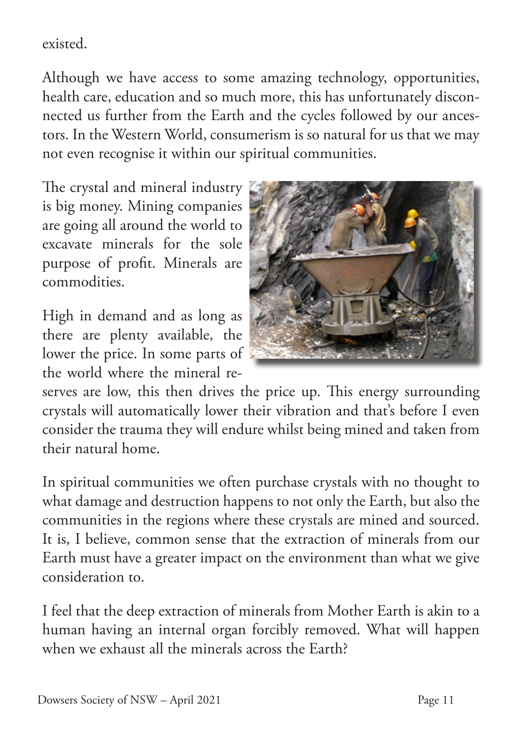existed.

Although we have access to some amazing technology, opportunities, health care, education and so much more, this has unfortunately disconnected us further from the Earth and the cycles followed by our ancestors. In the Western World, consumerism is so natural for us that we may not even recognise it within our spiritual communities.

The crystal and mineral industry is big money. Mining companies are going all around the world to excavate minerals for the sole purpose of profit. Minerals are commodities.

High in demand and as long as there are plenty available, the lower the price. In some parts of the world where the mineral reserves are low, this then drives the price up. This energy surrounding crystals will automatically lower their vibration and that's before I even consider the trauma they will endure whilst being mined and taken from their natural home.

In spiritual communities we often purchase crystals with no thought to what damage and destruction happens to not only the Earth, but also the communities in the regions where these crystals are mined and sourced. It is, I believe, common sense that the extraction of minerals from our Earth must have a greater impact on the environment than what we give consideration to.

I feel that the deep extraction of minerals from Mother Earth is akin to a human having an internal organ forcibly removed. What will happen when we exhaust all the minerals across the Earth?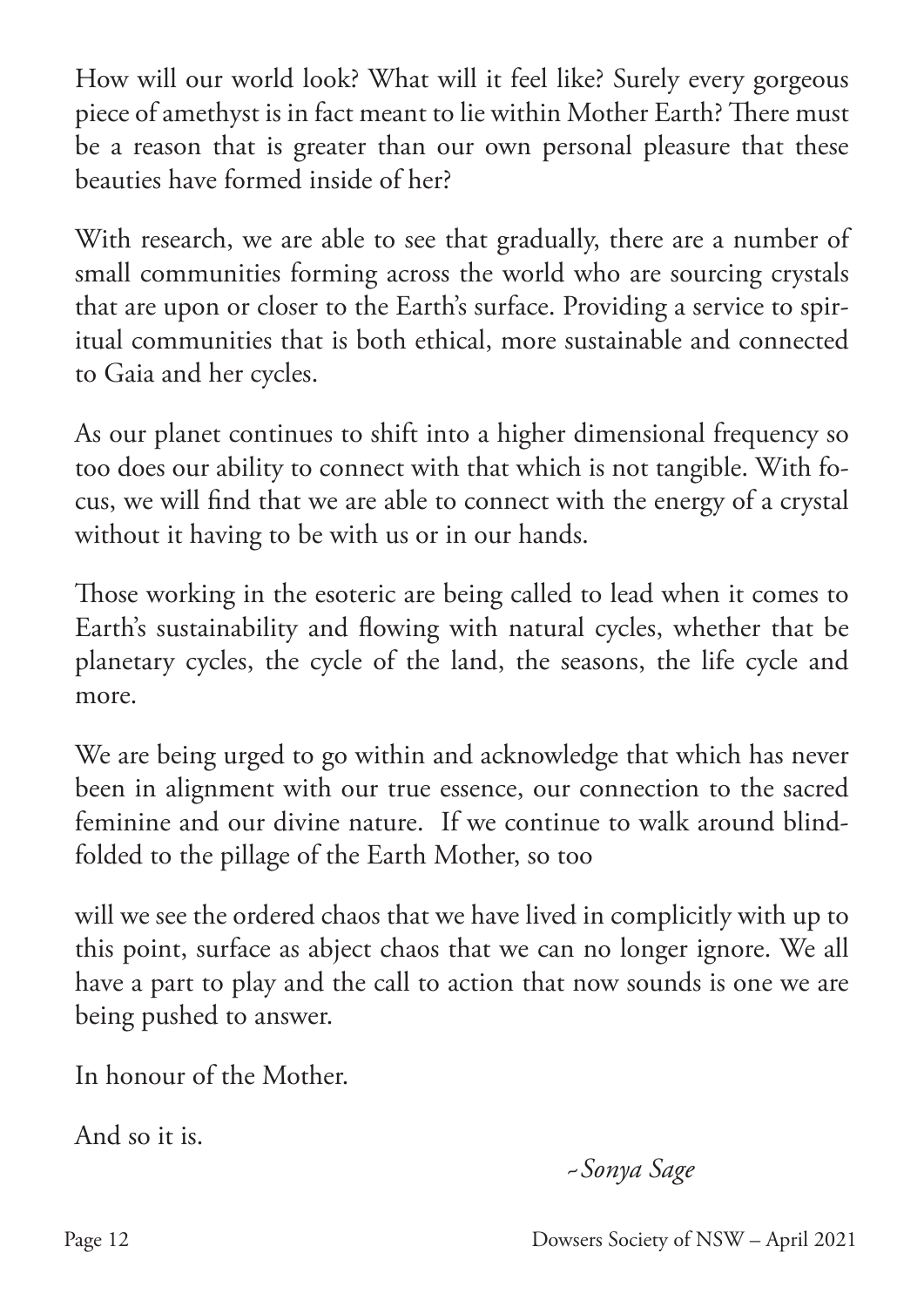How will our world look? What will it feel like? Surely every gorgeous piece of amethyst is in fact meant to lie within Mother Earth? There must be a reason that is greater than our own personal pleasure that these beauties have formed inside of her?

With research, we are able to see that gradually, there are a number of small communities forming across the world who are sourcing crystals that are upon or closer to the Earth's surface. Providing a service to spiritual communities that is both ethical, more sustainable and connected to Gaia and her cycles.

As our planet continues to shift into a higher dimensional frequency so too does our ability to connect with that which is not tangible. With focus, we will find that we are able to connect with the energy of a crystal without it having to be with us or in our hands.

Those working in the esoteric are being called to lead when it comes to Earth's sustainability and flowing with natural cycles, whether that be planetary cycles, the cycle of the land, the seasons, the life cycle and more.

We are being urged to go within and acknowledge that which has never been in alignment with our true essence, our connection to the sacred feminine and our divine nature. If we continue to walk around blindfolded to the pillage of the Earth Mother, so too

will we see the ordered chaos that we have lived in complicitly with up to this point, surface as abject chaos that we can no longer ignore. We all have a part to play and the call to action that now sounds is one we are being pushed to answer.

In honour of the Mother.

And so it is.

*~Sonya Sage*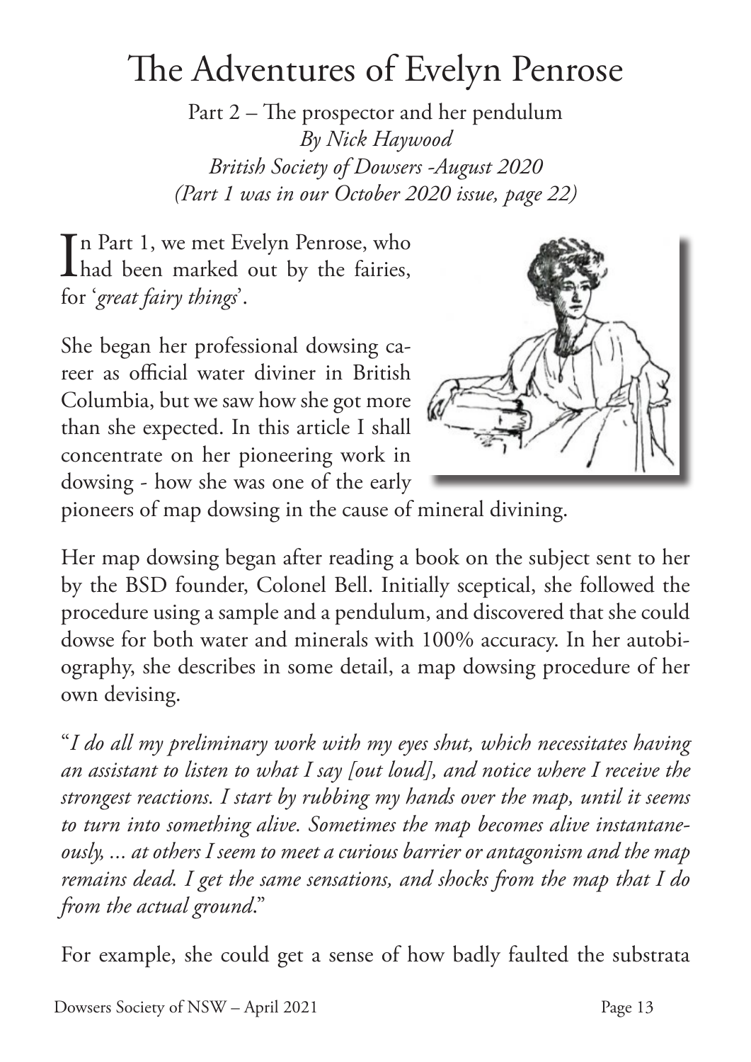# The Adventures of Evelyn Penrose

Part 2 – The prospector and her pendulum
*By Nick Haywood*
*British Society of Dowsers -August 2020*
*(Part 1 was in our October 2020 issue, page 22)*

In Part 1, we met Evelyn Penrose, who had been marked out by the fairies, for '*great fairy things*'.

She began her professional dowsing career as official water diviner in British Columbia, but we saw how she got more than she expected. In this article I shall concentrate on her pioneering work in dowsing - how she was one of the early pioneers of map dowsing in the cause of mineral divining.

Her map dowsing began after reading a book on the subject sent to her by the BSD founder, Colonel Bell. Initially sceptical, she followed the procedure using a sample and a pendulum, and discovered that she could dowse for both water and minerals with 100% accuracy. In her autobiography, she describes in some detail, a map dowsing procedure of her own devising.

"*I do all my preliminary work with my eyes shut, which necessitates having an assistant to listen to what I say [out loud], and notice where I receive the strongest reactions. I start by rubbing my hands over the map, until it seems to turn into something alive. Sometimes the map becomes alive instantaneously, ... at others I seem to meet a curious barrier or antagonism and the map remains dead. I get the same sensations, and shocks from the map that I do from the actual ground.*"

For example, she could get a sense of how badly faulted the substrata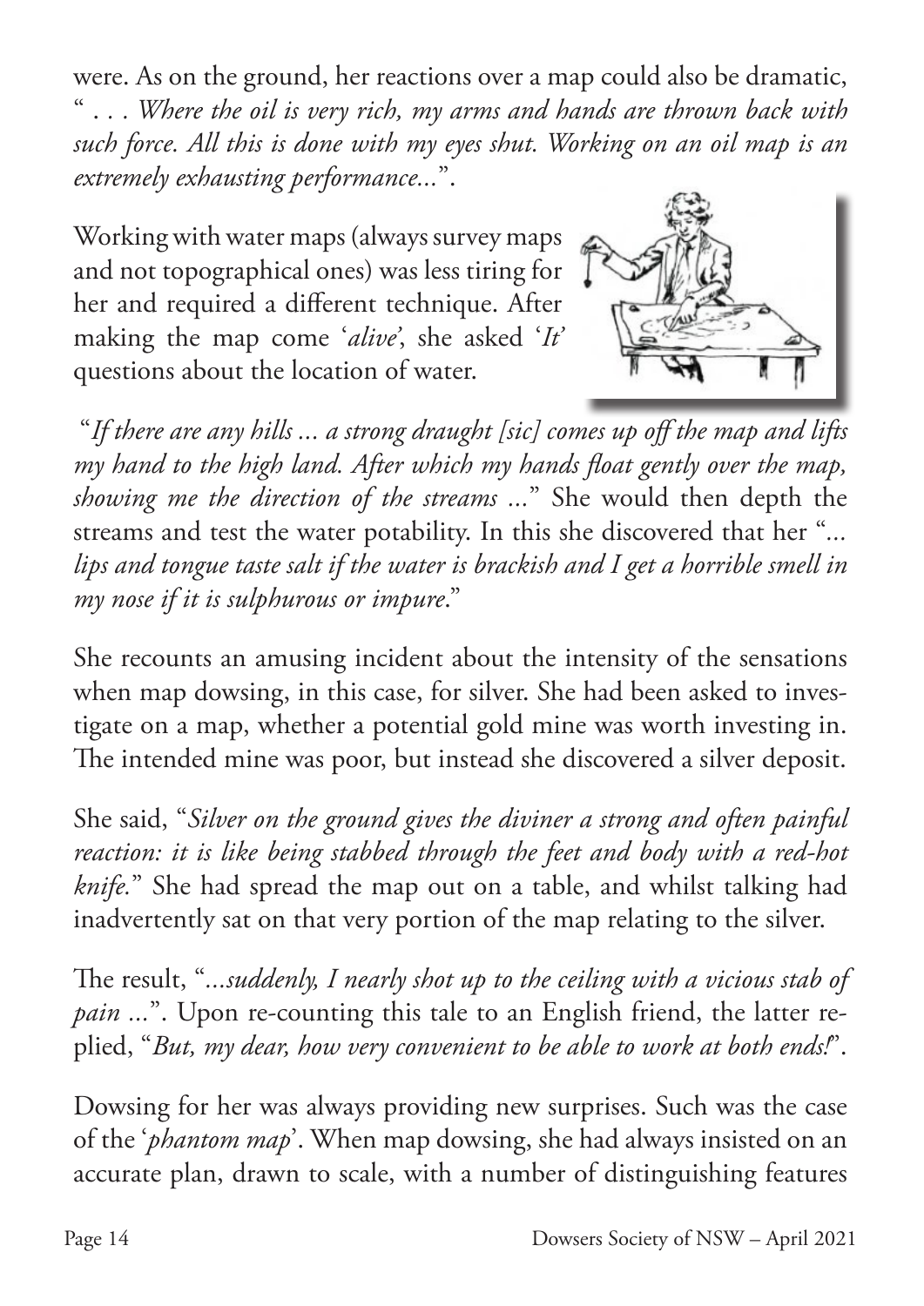were. As on the ground, her reactions over a map could also be dramatic, "*. . . Where the oil is very rich, my arms and hands are thrown back with such force. All this is done with my eyes shut. Working on an oil map is an extremely exhausting performance...*".

Working with water maps (always survey maps and not topographical ones) was less tiring for her and required a different technique. After making the map come '*alive*', she asked '*It*' questions about the location of water.

"*If there are any hills ... a strong draught [sic] comes up off the map and lifts my hand to the high land. After which my hands float gently over the map, showing me the direction of the streams ...*" She would then depth the streams and test the water potability. In this she discovered that her "*... lips and tongue taste salt if the water is brackish and I get a horrible smell in my nose if it is sulphurous or impure*."

She recounts an amusing incident about the intensity of the sensations when map dowsing, in this case, for silver. She had been asked to investigate on a map, whether a potential gold mine was worth investing in. The intended mine was poor, but instead she discovered a silver deposit.

She said, "*Silver on the ground gives the diviner a strong and often painful reaction: it is like being stabbed through the feet and body with a red-hot knife.*" She had spread the map out on a table, and whilst talking had inadvertently sat on that very portion of the map relating to the silver.

The result, "*...suddenly, I nearly shot up to the ceiling with a vicious stab of pain ...*". Upon re-counting this tale to an English friend, the latter replied, "*But, my dear, how very convenient to be able to work at both ends!*".

Dowsing for her was always providing new surprises. Such was the case of the '*phantom map*'. When map dowsing, she had always insisted on an accurate plan, drawn to scale, with a number of distinguishing features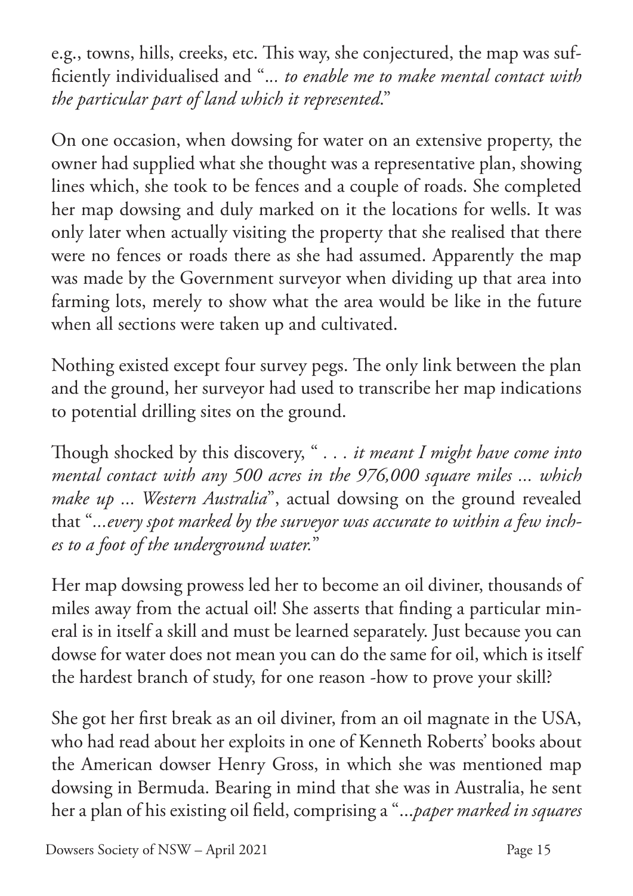e.g., towns, hills, creeks, etc. This way, she conjectured, the map was sufficiently individualised and "*... to enable me to make mental contact with the particular part of land which it represented.*"

On one occasion, when dowsing for water on an extensive property, the owner had supplied what she thought was a representative plan, showing lines which, she took to be fences and a couple of roads. She completed her map dowsing and duly marked on it the locations for wells. It was only later when actually visiting the property that she realised that there were no fences or roads there as she had assumed. Apparently the map was made by the Government surveyor when dividing up that area into farming lots, merely to show what the area would be like in the future when all sections were taken up and cultivated.

Nothing existed except four survey pegs. The only link between the plan and the ground, her surveyor had used to transcribe her map indications to potential drilling sites on the ground.

Though shocked by this discovery, " *. . . it meant I might have come into mental contact with any 500 acres in the 976,000 square miles ... which make up ... Western Australia*", actual dowsing on the ground revealed that "*...every spot marked by the surveyor was accurate to within a few inches to a foot of the underground water.*"

Her map dowsing prowess led her to become an oil diviner, thousands of miles away from the actual oil! She asserts that finding a particular mineral is in itself a skill and must be learned separately. Just because you can dowse for water does not mean you can do the same for oil, which is itself the hardest branch of study, for one reason -how to prove your skill?

She got her first break as an oil diviner, from an oil magnate in the USA, who had read about her exploits in one of Kenneth Roberts' books about the American dowser Henry Gross, in which she was mentioned map dowsing in Bermuda. Bearing in mind that she was in Australia, he sent her a plan of his existing oil field, comprising a "*...paper marked in squares*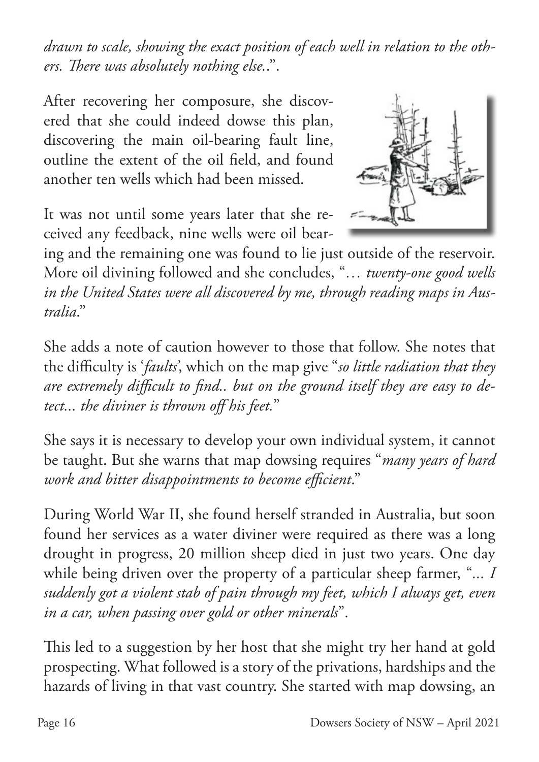*drawn to scale, showing the exact position of each well in relation to the others. There was absolutely nothing else.*.".

After recovering her composure, she discovered that she could indeed dowse this plan, discovering the main oil-bearing fault line, outline the extent of the oil field, and found another ten wells which had been missed.

It was not until some years later that she received any feedback, nine wells were oil bearing and the remaining one was found to lie just outside of the reservoir. More oil divining followed and she concludes, "… *twenty-one good wells in the United States were all discovered by me, through reading maps in Australia*."

She adds a note of caution however to those that follow. She notes that the difficulty is '*faults*', which on the map give "*so little radiation that they are extremely difficult to find.. but on the ground itself they are easy to detect... the diviner is thrown off his feet.*"

She says it is necessary to develop your own individual system, it cannot be taught. But she warns that map dowsing requires "*many years of hard work and bitter disappointments to become efficient*."

During World War II, she found herself stranded in Australia, but soon found her services as a water diviner were required as there was a long drought in progress, 20 million sheep died in just two years. One day while being driven over the property of a particular sheep farmer, "*... I suddenly got a violent stab of pain through my feet, which I always get, even in a car, when passing over gold or other minerals*".

This led to a suggestion by her host that she might try her hand at gold prospecting. What followed is a story of the privations, hardships and the hazards of living in that vast country. She started with map dowsing, an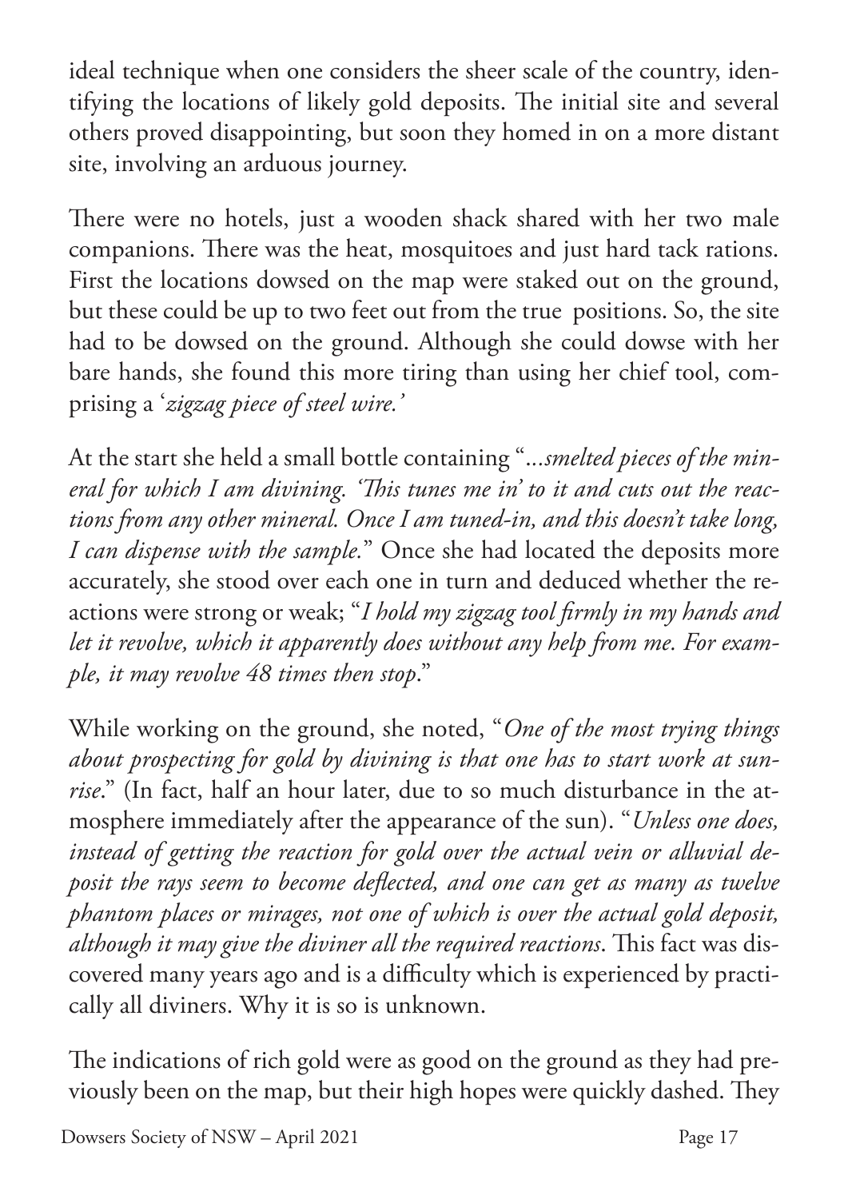ideal technique when one considers the sheer scale of the country, identifying the locations of likely gold deposits. The initial site and several others proved disappointing, but soon they homed in on a more distant site, involving an arduous journey.

There were no hotels, just a wooden shack shared with her two male companions. There was the heat, mosquitoes and just hard tack rations. First the locations dowsed on the map were staked out on the ground, but these could be up to two feet out from the true positions. So, the site had to be dowsed on the ground. Although she could dowse with her bare hands, she found this more tiring than using her chief tool, comprising a '*zigzag piece of steel wire.'*

At the start she held a small bottle containing "*...smelted pieces of the mineral for which I am divining. 'This tunes me in' to it and cuts out the reactions from any other mineral. Once I am tuned-in, and this doesn't take long, I can dispense with the sample.*" Once she had located the deposits more accurately, she stood over each one in turn and deduced whether the reactions were strong or weak; "*I hold my zigzag tool firmly in my hands and let it revolve, which it apparently does without any help from me. For example, it may revolve 48 times then stop*."

While working on the ground, she noted, "*One of the most trying things about prospecting for gold by divining is that one has to start work at sunrise*." (In fact, half an hour later, due to so much disturbance in the atmosphere immediately after the appearance of the sun). "*Unless one does, instead of getting the reaction for gold over the actual vein or alluvial deposit the rays seem to become deflected, and one can get as many as twelve phantom places or mirages, not one of which is over the actual gold deposit, although it may give the diviner all the required reactions*. This fact was discovered many years ago and is a difficulty which is experienced by practically all diviners. Why it is so is unknown.

The indications of rich gold were as good on the ground as they had previously been on the map, but their high hopes were quickly dashed. They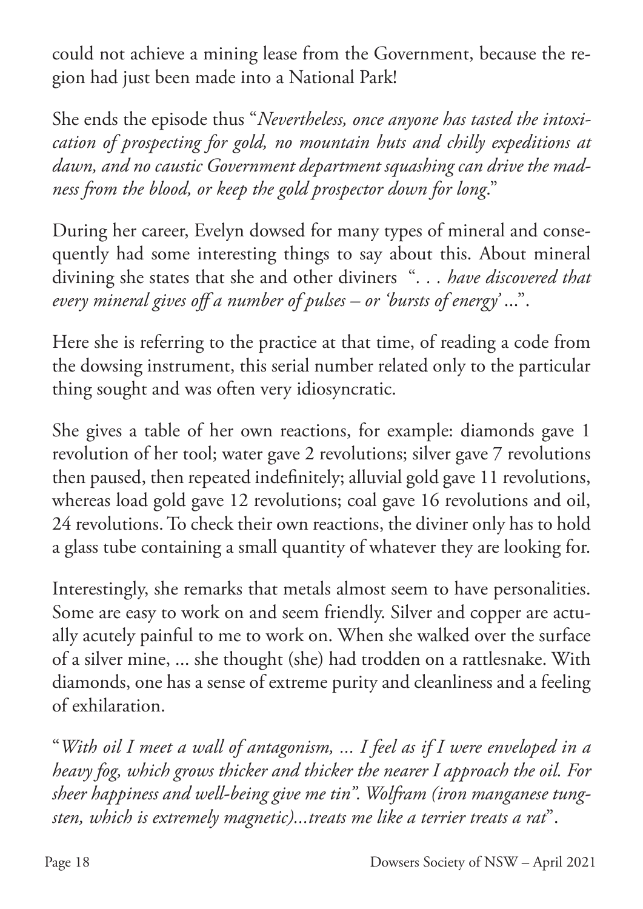could not achieve a mining lease from the Government, because the region had just been made into a National Park!

She ends the episode thus "*Nevertheless, once anyone has tasted the intoxication of prospecting for gold, no mountain huts and chilly expeditions at dawn, and no caustic Government department squashing can drive the madness from the blood, or keep the gold prospector down for long*."

During her career, Evelyn dowsed for many types of mineral and consequently had some interesting things to say about this. About mineral divining she states that she and other diviners "*. . . have discovered that every mineral gives off a number of pulses – or 'bursts of energy' ...*".

Here she is referring to the practice at that time, of reading a code from the dowsing instrument, this serial number related only to the particular thing sought and was often very idiosyncratic.

She gives a table of her own reactions, for example: diamonds gave 1 revolution of her tool; water gave 2 revolutions; silver gave 7 revolutions then paused, then repeated indefinitely; alluvial gold gave 11 revolutions, whereas load gold gave 12 revolutions; coal gave 16 revolutions and oil, 24 revolutions. To check their own reactions, the diviner only has to hold a glass tube containing a small quantity of whatever they are looking for.

Interestingly, she remarks that metals almost seem to have personalities. Some are easy to work on and seem friendly. Silver and copper are actually acutely painful to me to work on. When she walked over the surface of a silver mine, ... she thought (she) had trodden on a rattlesnake. With diamonds, one has a sense of extreme purity and cleanliness and a feeling of exhilaration.

"*With oil I meet a wall of antagonism, ... I feel as if I were enveloped in a heavy fog, which grows thicker and thicker the nearer I approach the oil. For sheer happiness and well-being give me tin". Wolfram (iron manganese tungsten, which is extremely magnetic)...treats me like a terrier treats a rat*".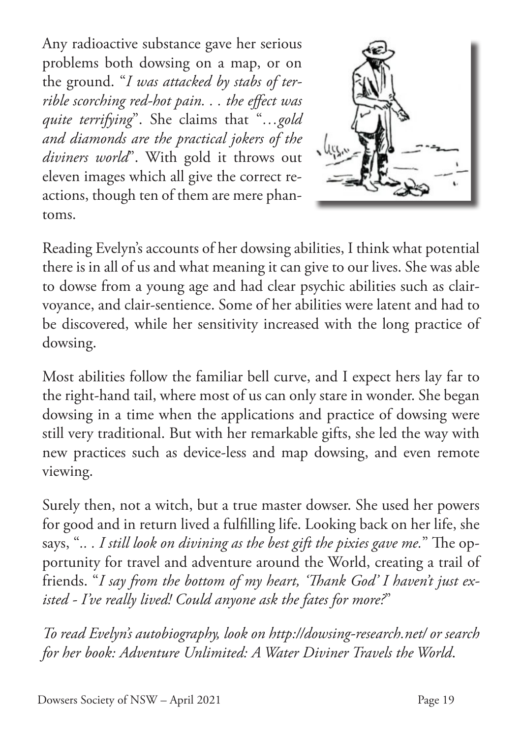Any radioactive substance gave her serious problems both dowsing on a map, or on the ground. "*I was attacked by stabs of terrible scorching red-hot pain. . . the effect was quite terrifying*". She claims that "*…gold and diamonds are the practical jokers of the diviners world*". With gold it throws out eleven images which all give the correct reactions, though ten of them are mere phantoms.

Reading Evelyn's accounts of her dowsing abilities, I think what potential there is in all of us and what meaning it can give to our lives. She was able to dowse from a young age and had clear psychic abilities such as clairvoyance, and clair-sentience. Some of her abilities were latent and had to be discovered, while her sensitivity increased with the long practice of dowsing.

Most abilities follow the familiar bell curve, and I expect hers lay far to the right-hand tail, where most of us can only stare in wonder. She began dowsing in a time when the applications and practice of dowsing were still very traditional. But with her remarkable gifts, she led the way with new practices such as device-less and map dowsing, and even remote viewing.

Surely then, not a witch, but a true master dowser. She used her powers for good and in return lived a fulfilling life. Looking back on her life, she says, "*.. . I still look on divining as the best gift the pixies gave me.*" The opportunity for travel and adventure around the World, creating a trail of friends. "*I say from the bottom of my heart, 'Thank God' I haven't just existed - I've really lived! Could anyone ask the fates for more?*"

*To read Evelyn's autobiography, look on http://dowsing-research.net/ or search for her book: Adventure Unlimited: A Water Diviner Travels the World*.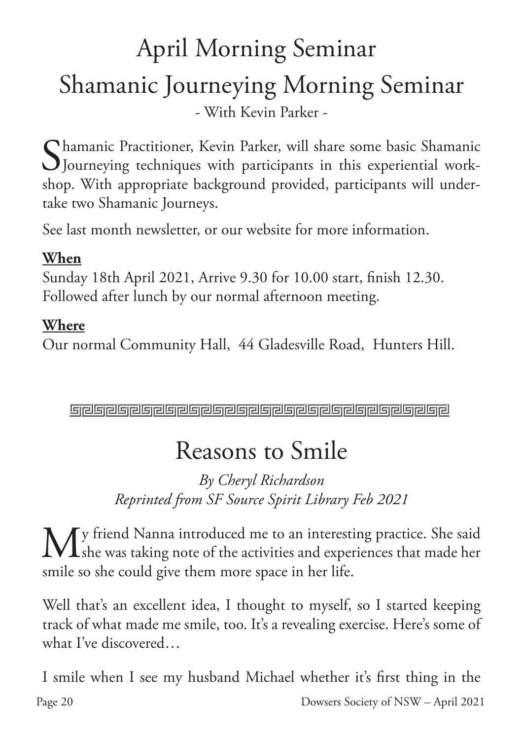# April Morning Seminar

# Shamanic Journeying Morning Seminar

- With Kevin Parker -

Shamanic Practitioner, Kevin Parker, will share some basic Shamanic Journeying techniques with participants in this experiential workshop. With appropriate background provided, participants will undertake two Shamanic Journeys.

See last month newsletter, or our website for more information.

**When**
Sunday 18th April 2021, Arrive 9.30 for 10.00 start, finish 12.30.
Followed after lunch by our normal afternoon meeting.

**Where**
Our normal Community Hall, 44 Gladesville Road, Hunters Hill.

---

# Reasons to Smile

*By Cheryl Richardson*
*Reprinted from SF Source Spirit Library Feb 2021*

My friend Nanna introduced me to an interesting practice. She said she was taking note of the activities and experiences that made her smile so she could give them more space in her life.

Well that's an excellent idea, I thought to myself, so I started keeping track of what made me smile, too. It's a revealing exercise. Here's some of what I've discovered…

I smile when I see my husband Michael whether it's first thing in the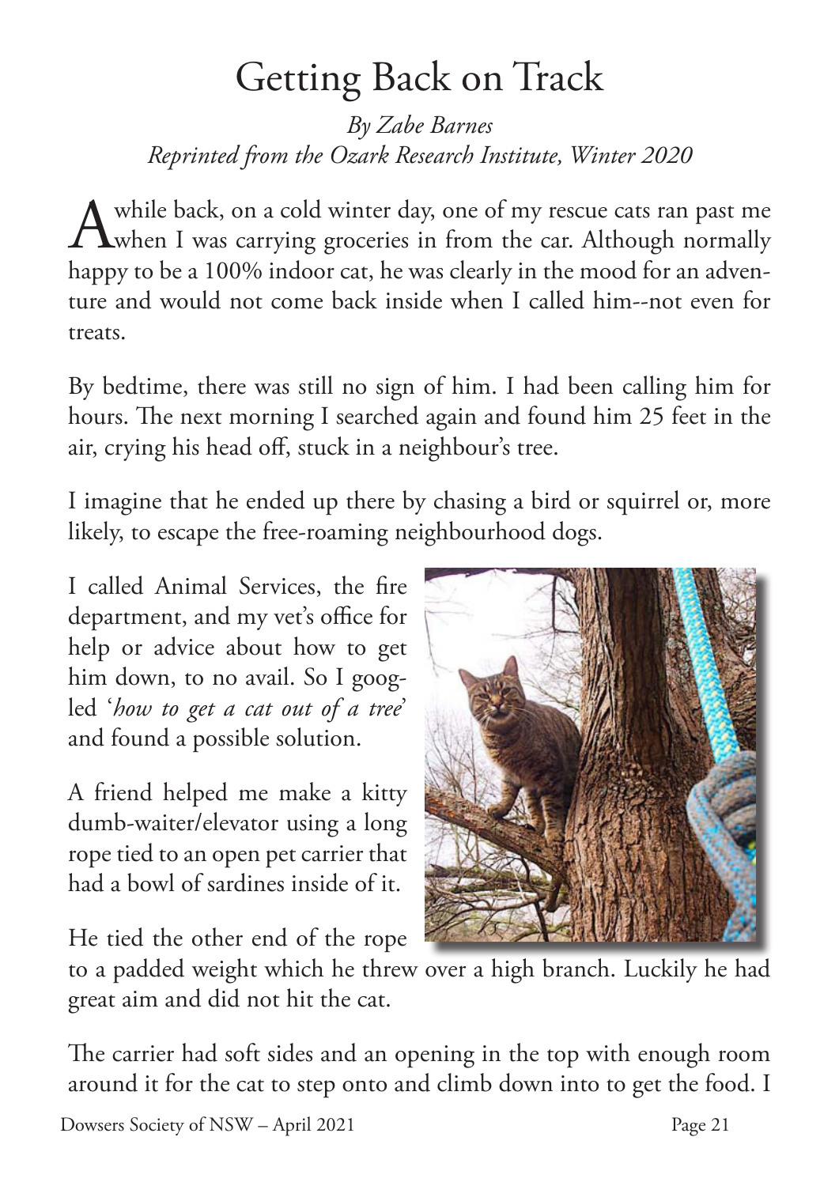# Getting Back on Track

*By Zabe Barnes*
*Reprinted from the Ozark Research Institute, Winter 2020*

A while back, on a cold winter day, one of my rescue cats ran past me when I was carrying groceries in from the car. Although normally happy to be a 100% indoor cat, he was clearly in the mood for an adventure and would not come back inside when I called him--not even for treats.

By bedtime, there was still no sign of him. I had been calling him for hours. The next morning I searched again and found him 25 feet in the air, crying his head off, stuck in a neighbour's tree.

I imagine that he ended up there by chasing a bird or squirrel or, more likely, to escape the free-roaming neighbourhood dogs.

I called Animal Services, the fire department, and my vet's office for help or advice about how to get him down, to no avail. So I googled '*how to get a cat out of a tree*' and found a possible solution.

A friend helped me make a kitty dumb-waiter/elevator using a long rope tied to an open pet carrier that had a bowl of sardines inside of it.

He tied the other end of the rope to a padded weight which he threw over a high branch. Luckily he had great aim and did not hit the cat.

The carrier had soft sides and an opening in the top with enough room around it for the cat to step onto and climb down into to get the food. I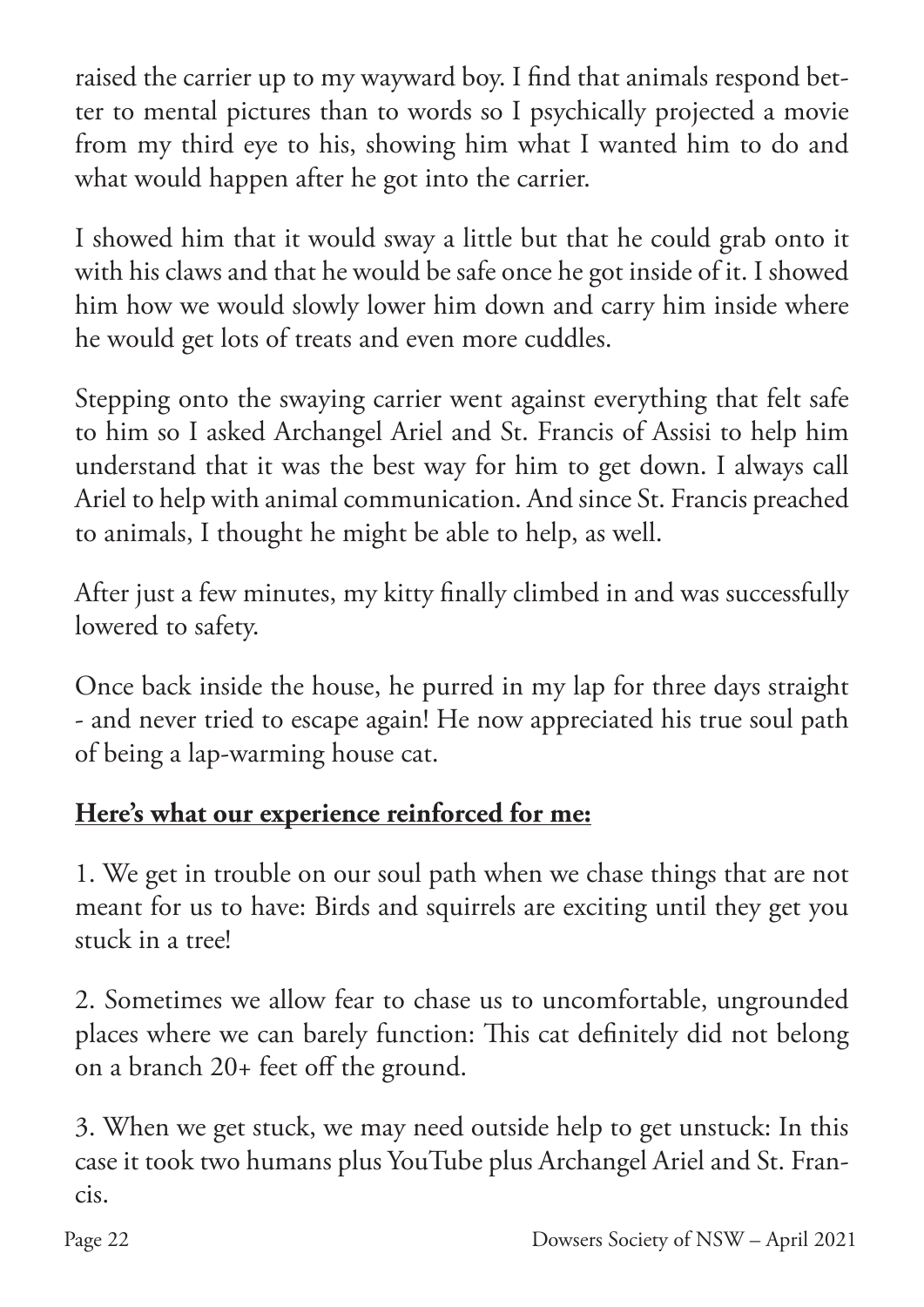raised the carrier up to my wayward boy. I find that animals respond better to mental pictures than to words so I psychically projected a movie from my third eye to his, showing him what I wanted him to do and what would happen after he got into the carrier.

I showed him that it would sway a little but that he could grab onto it with his claws and that he would be safe once he got inside of it. I showed him how we would slowly lower him down and carry him inside where he would get lots of treats and even more cuddles.

Stepping onto the swaying carrier went against everything that felt safe to him so I asked Archangel Ariel and St. Francis of Assisi to help him understand that it was the best way for him to get down. I always call Ariel to help with animal communication. And since St. Francis preached to animals, I thought he might be able to help, as well.

After just a few minutes, my kitty finally climbed in and was successfully lowered to safety.

Once back inside the house, he purred in my lap for three days straight - and never tried to escape again! He now appreciated his true soul path of being a lap-warming house cat.

**Here's what our experience reinforced for me:**

1. We get in trouble on our soul path when we chase things that are not meant for us to have: Birds and squirrels are exciting until they get you stuck in a tree!

2. Sometimes we allow fear to chase us to uncomfortable, ungrounded places where we can barely function: This cat definitely did not belong on a branch 20+ feet off the ground.

3. When we get stuck, we may need outside help to get unstuck: In this case it took two humans plus YouTube plus Archangel Ariel and St. Francis.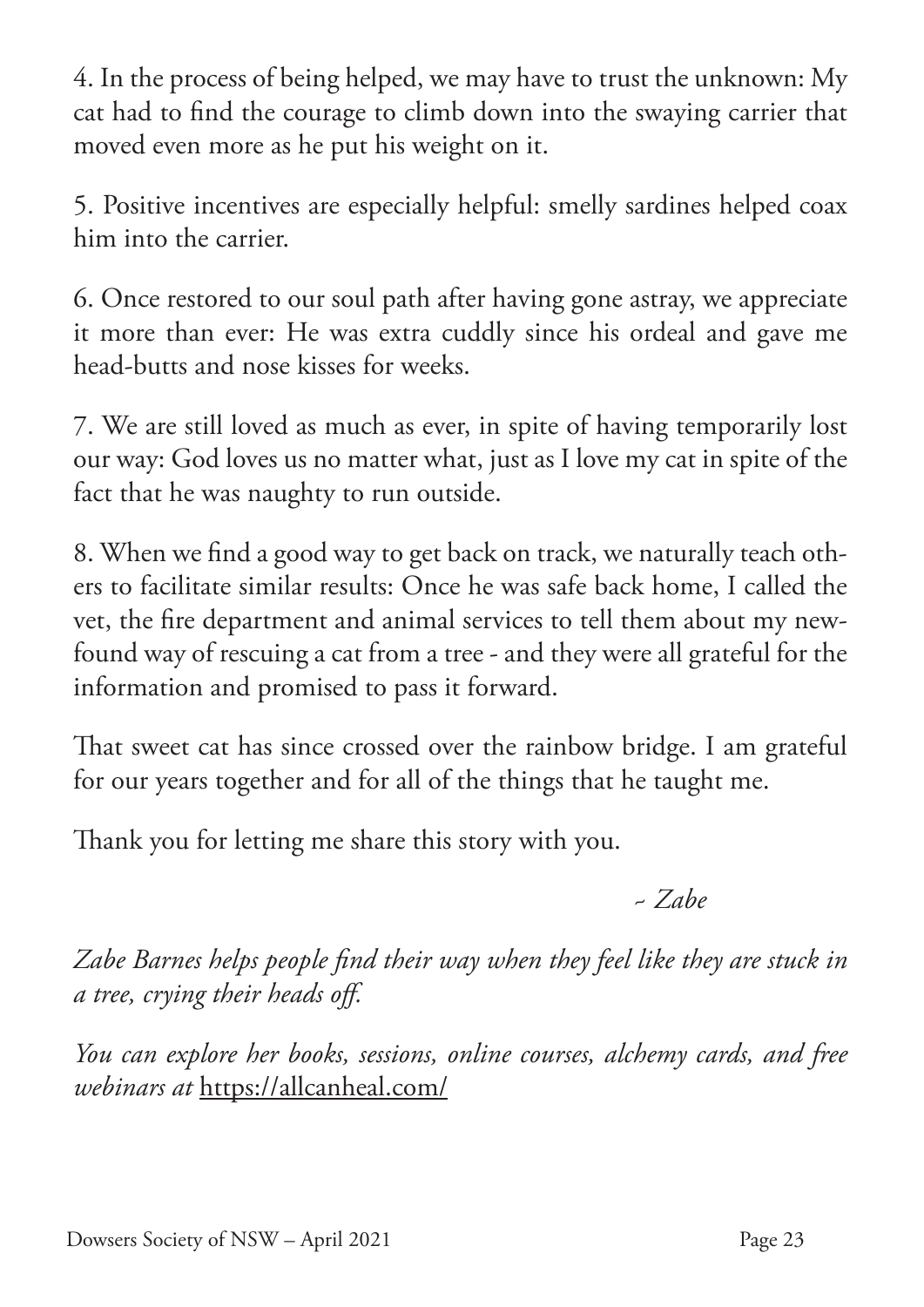4. In the process of being helped, we may have to trust the unknown: My cat had to find the courage to climb down into the swaying carrier that moved even more as he put his weight on it.

5. Positive incentives are especially helpful: smelly sardines helped coax him into the carrier.

6. Once restored to our soul path after having gone astray, we appreciate it more than ever: He was extra cuddly since his ordeal and gave me head-butts and nose kisses for weeks.

7. We are still loved as much as ever, in spite of having temporarily lost our way: God loves us no matter what, just as I love my cat in spite of the fact that he was naughty to run outside.

8. When we find a good way to get back on track, we naturally teach others to facilitate similar results: Once he was safe back home, I called the vet, the fire department and animal services to tell them about my newfound way of rescuing a cat from a tree - and they were all grateful for the information and promised to pass it forward.

That sweet cat has since crossed over the rainbow bridge. I am grateful for our years together and for all of the things that he taught me.

Thank you for letting me share this story with you.

*~ Zabe*

*Zabe Barnes helps people find their way when they feel like they are stuck in a tree, crying their heads off.*

*You can explore her books, sessions, online courses, alchemy cards, and free webinars at* https://allcanheal.com/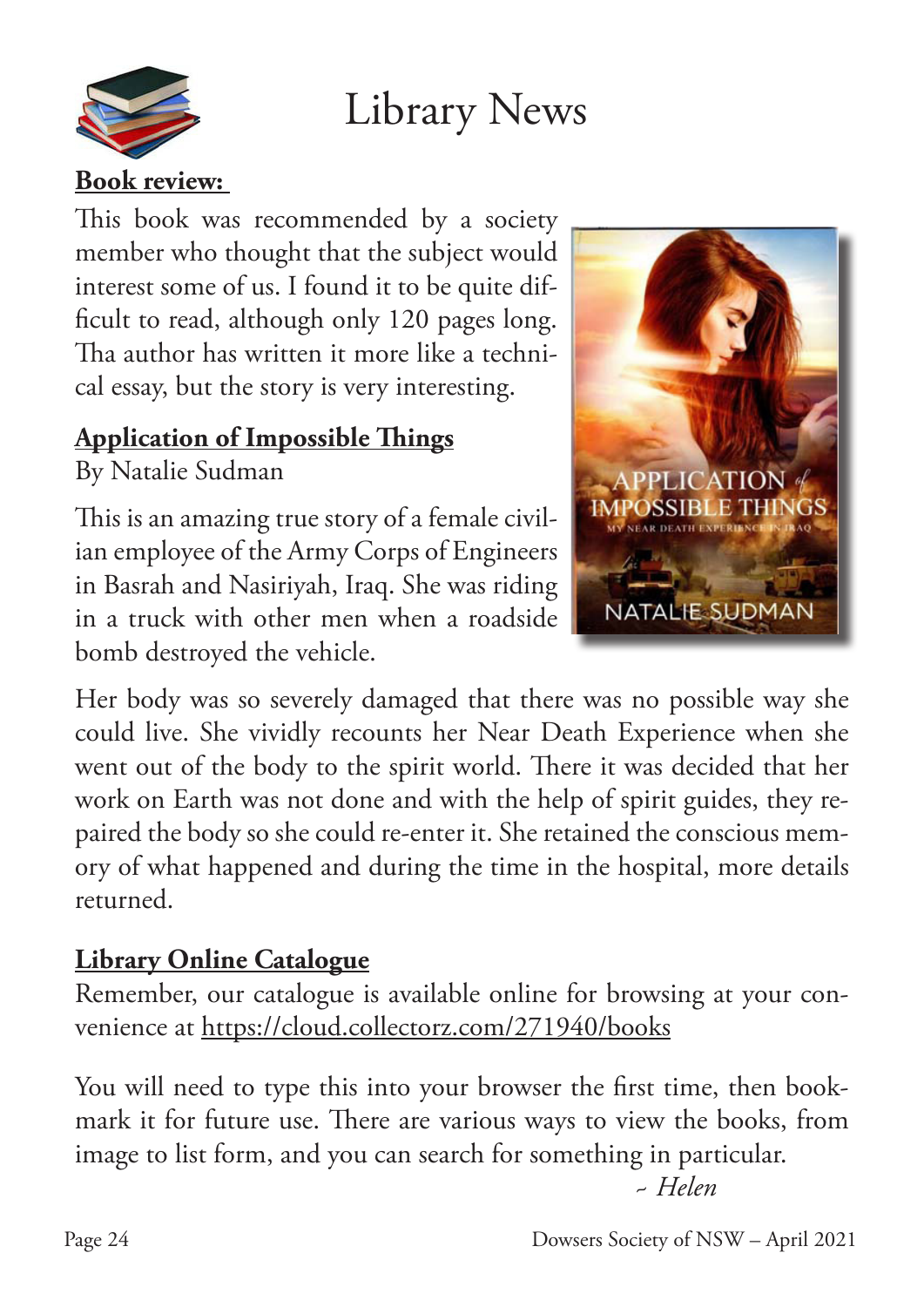# Library News

**Book review:**

This book was recommended by a society member who thought that the subject would interest some of us. I found it to be quite difficult to read, although only 120 pages long. Tha author has written it more like a technical essay, but the story is very interesting.

## Application of Impossible Things

By Natalie Sudman

This is an amazing true story of a female civilian employee of the Army Corps of Engineers in Basrah and Nasiriyah, Iraq. She was riding in a truck with other men when a roadside bomb destroyed the vehicle.

Her body was so severely damaged that there was no possible way she could live. She vividly recounts her Near Death Experience when she went out of the body to the spirit world. There it was decided that her work on Earth was not done and with the help of spirit guides, they repaired the body so she could re-enter it. She retained the conscious memory of what happened and during the time in the hospital, more details returned.

## Library Online Catalogue

Remember, our catalogue is available online for browsing at your convenience at https://cloud.collectorz.com/271940/books

You will need to type this into your browser the first time, then bookmark it for future use. There are various ways to view the books, from image to list form, and you can search for something in particular.

*~ Helen*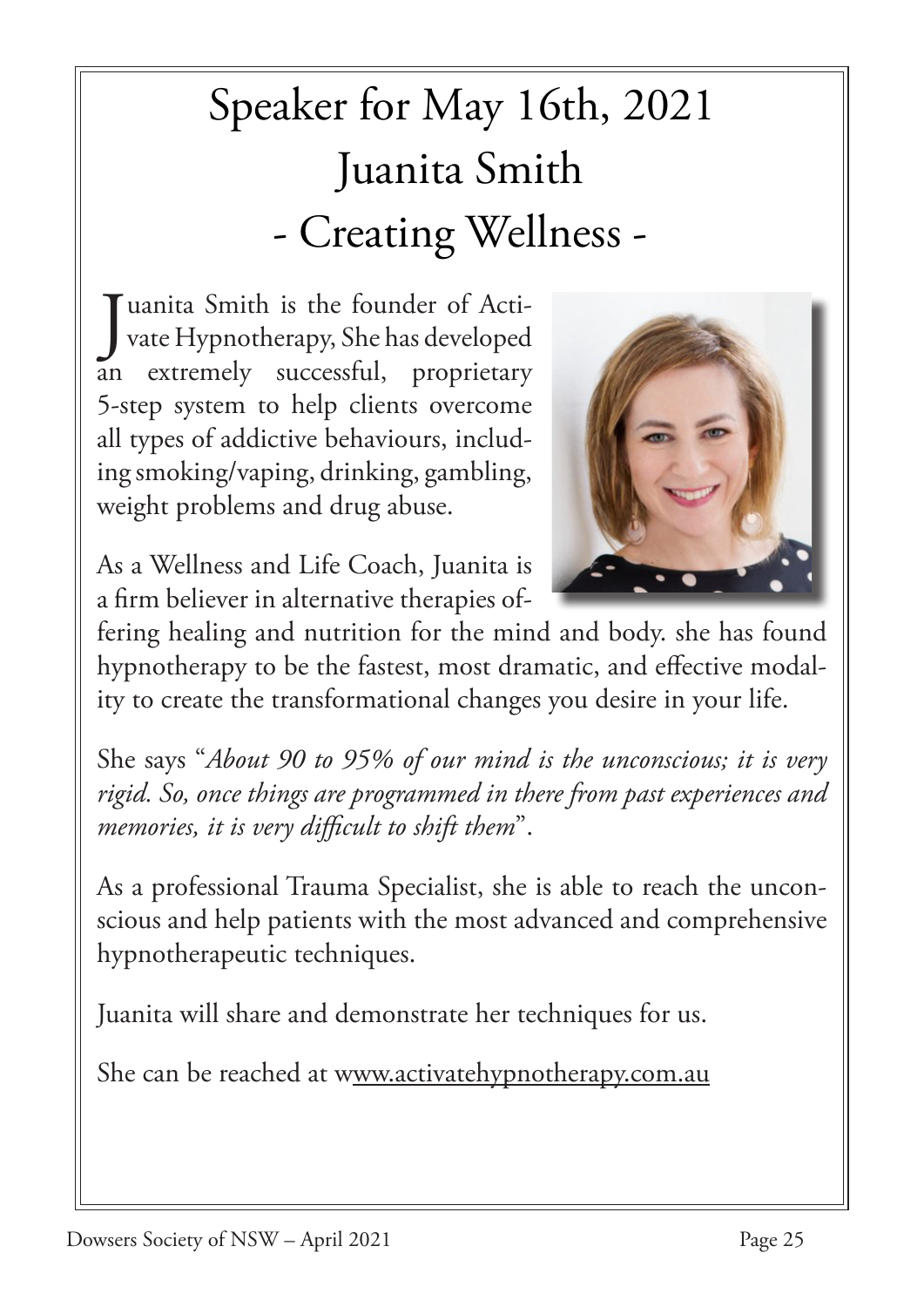# Speaker for May 16th, 2021
# Juanita Smith
# - Creating Wellness -

Juanita Smith is the founder of Activate Hypnotherapy, She has developed an extremely successful, proprietary 5-step system to help clients overcome all types of addictive behaviours, including smoking/vaping, drinking, gambling, weight problems and drug abuse.

As a Wellness and Life Coach, Juanita is a firm believer in alternative therapies offering healing and nutrition for the mind and body. she has found hypnotherapy to be the fastest, most dramatic, and effective modality to create the transformational changes you desire in your life.

She says "*About 90 to 95% of our mind is the unconscious; it is very rigid. So, once things are programmed in there from past experiences and memories, it is very difficult to shift them*".

As a professional Trauma Specialist, she is able to reach the unconscious and help patients with the most advanced and comprehensive hypnotherapeutic techniques.

Juanita will share and demonstrate her techniques for us.

She can be reached at www.activatehypnotherapy.com.au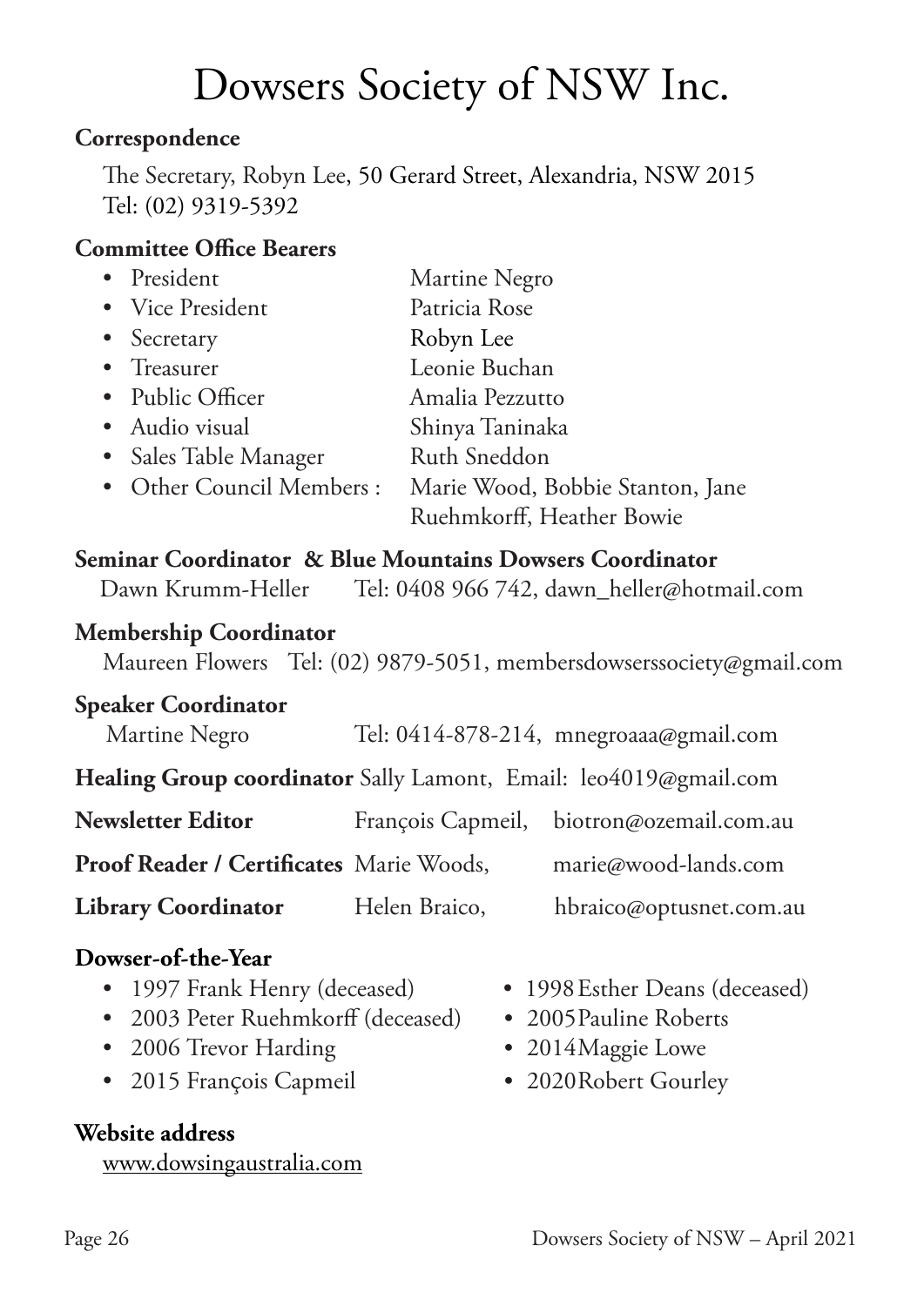# Dowsers Society of NSW Inc.

**Correspondence**

The Secretary, Robyn Lee, 50 Gerard Street, Alexandria, NSW 2015
Tel: (02) 9319-5392

**Committee Office Bearers**

- President — Martine Negro
- Vice President — Patricia Rose
- Secretary — Robyn Lee
- Treasurer — Leonie Buchan
- Public Officer — Amalia Pezzutto
- Audio visual — Shinya Taninaka
- Sales Table Manager — Ruth Sneddon
- Other Council Members : Marie Wood, Bobbie Stanton, Jane Ruehmkorff, Heather Bowie

**Seminar Coordinator & Blue Mountains Dowsers Coordinator**

Dawn Krumm-Heller Tel: 0408 966 742, dawn_heller@hotmail.com

**Membership Coordinator**

Maureen Flowers Tel: (02) 9879-5051, membersdowserssociety@gmail.com

**Speaker Coordinator**

Martine Negro Tel: 0414-878-214, mnegroaaa@gmail.com

**Healing Group coordinator** Sally Lamont, Email: leo4019@gmail.com

**Newsletter Editor** François Capmeil, biotron@ozemail.com.au

**Proof Reader / Certificates** Marie Woods, marie@wood-lands.com

**Library Coordinator** Helen Braico, hbraico@optusnet.com.au

**Dowser-of-the-Year**

- 1997 Frank Henry (deceased)
- 1998 Esther Deans (deceased)
- 2003 Peter Ruehmkorff (deceased)
- 2005 Pauline Roberts
- 2006 Trevor Harding
- 2014 Maggie Lowe
- 2015 François Capmeil
- 2020 Robert Gourley

**Website address**

www.dowsingaustralia.com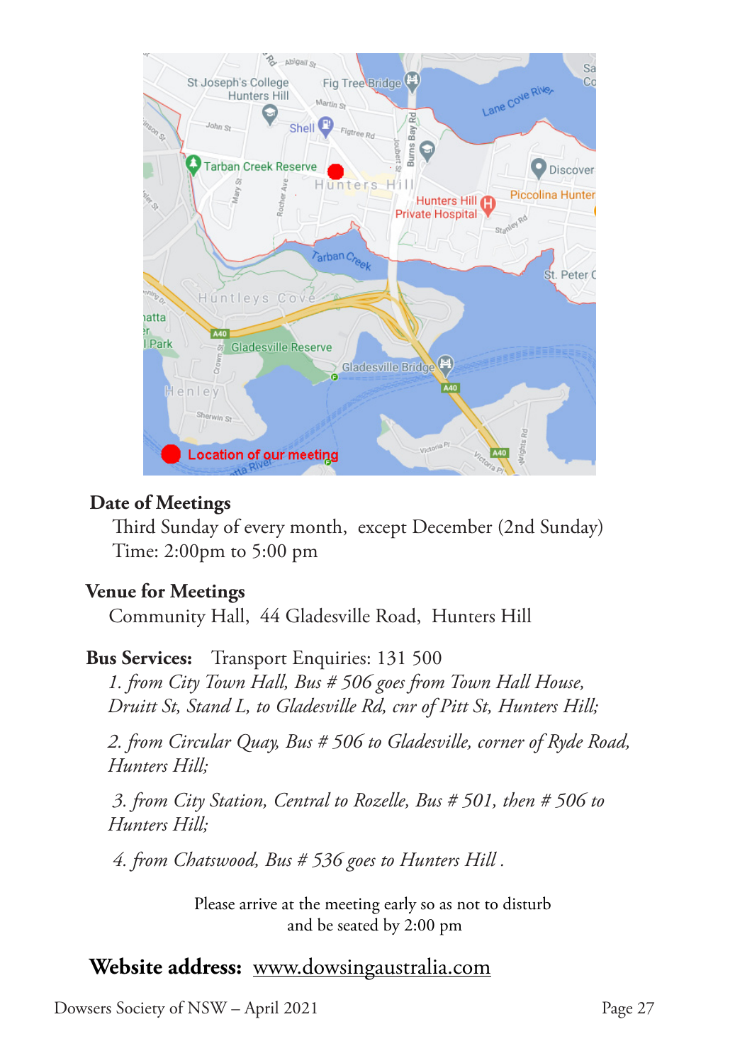**Date of Meetings**

Third Sunday of every month, except December (2nd Sunday)
Time: 2:00pm to 5:00 pm

**Venue for Meetings**

Community Hall, 44 Gladesville Road, Hunters Hill

**Bus Services:** Transport Enquiries: 131 500

*1. from City Town Hall, Bus # 506 goes from Town Hall House, Druitt St, Stand L, to Gladesville Rd, cnr of Pitt St, Hunters Hill;*

*2. from Circular Quay, Bus # 506 to Gladesville, corner of Ryde Road, Hunters Hill;*

*3. from City Station, Central to Rozelle, Bus # 501, then # 506 to Hunters Hill;*

*4. from Chatswood, Bus # 536 goes to Hunters Hill .*

Please arrive at the meeting early so as not to disturb
and be seated by 2:00 pm

**Website address:** www.dowsingaustralia.com

Dowsers Society of NSW – April 2021